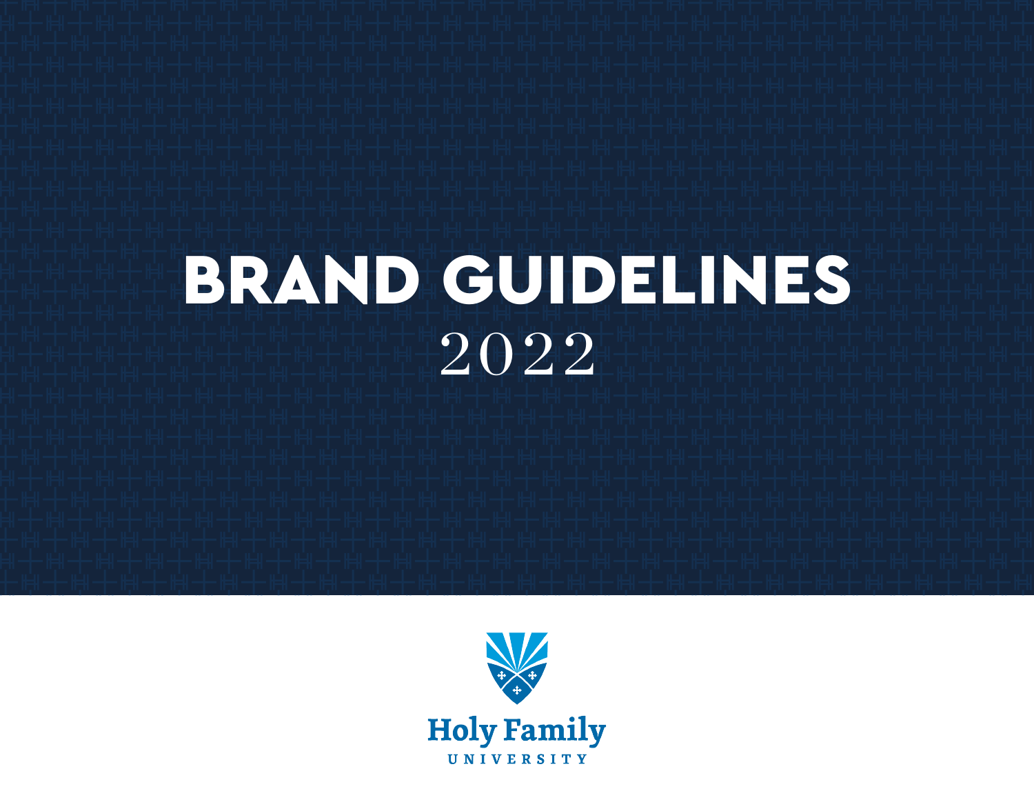# BRAND GUIDELINES

2022

Holy Family

UNIVERSITY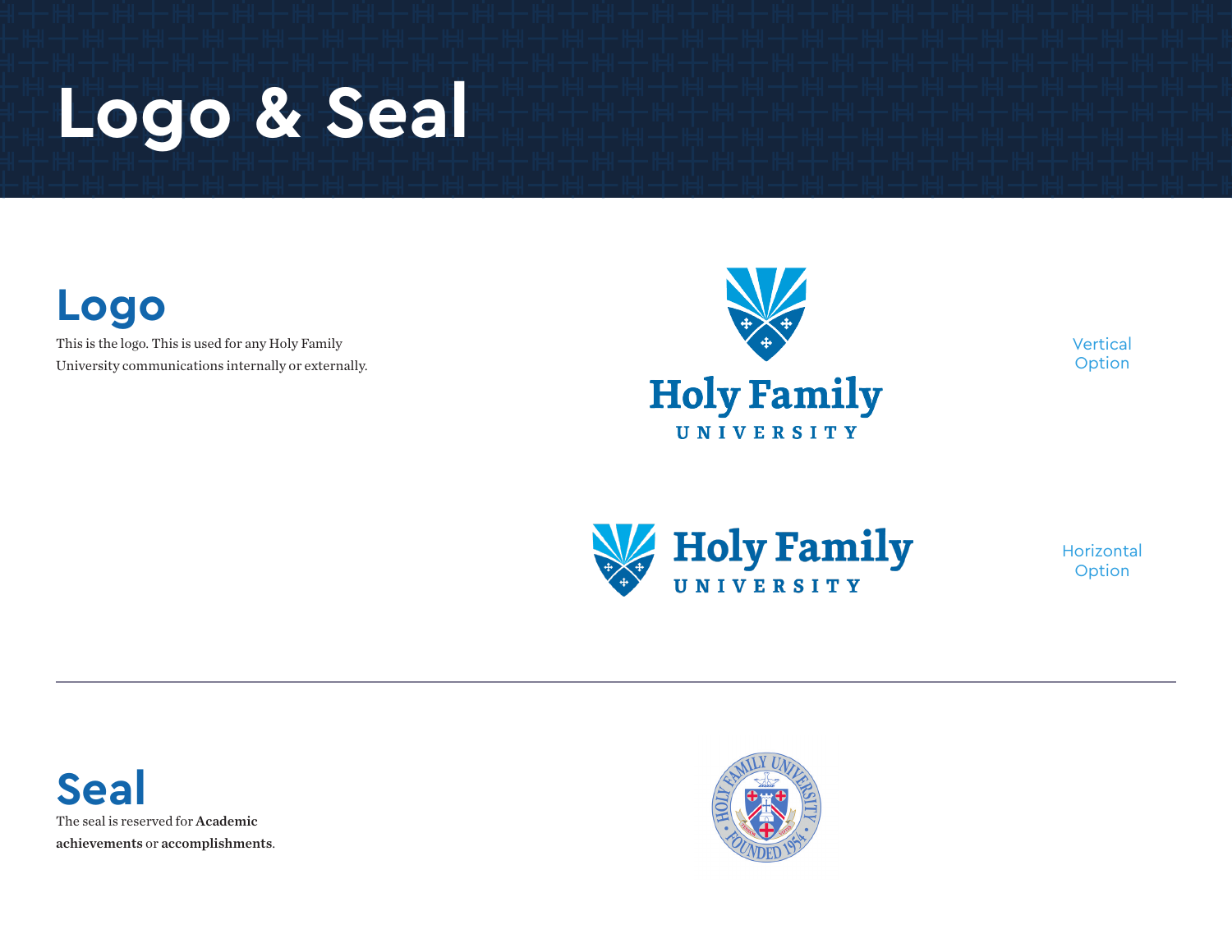# Logo & Seal

## Logo

This is the logo. This is used for any Holy Family University communications internally or externally.

Vertical Option

Horizontal Option

## Seal

The seal is reserved for **Academic achievements** or **accomplishments**.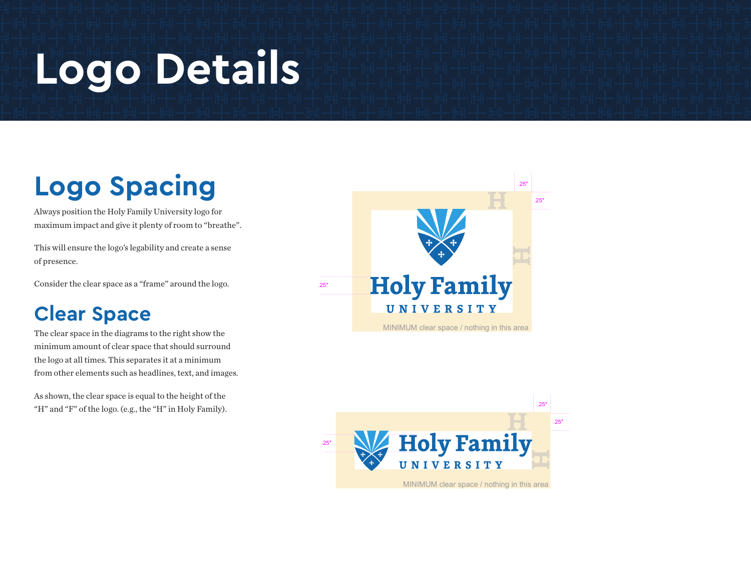# Logo Details

## Logo Spacing

Always position the Holy Family University logo for maximum impact and give it plenty of room to "breathe".

This will ensure the logo's legability and create a sense of presence.

Consider the clear space as a "frame" around the logo.

## Clear Space

The clear space in the diagrams to the right show the minimum amount of clear space that should surround the logo at all times. This separates it at a minimum from other elements such as headlines, text, and images.

As shown, the clear space is equal to the height of the "H" and "F" of the logo. (e.g., the "H" in Holy Family).

.25"

.25"

.25"

MINIMUM clear space / nothing in this area

.25"

.25"

.25"

MINIMUM clear space / nothing in this area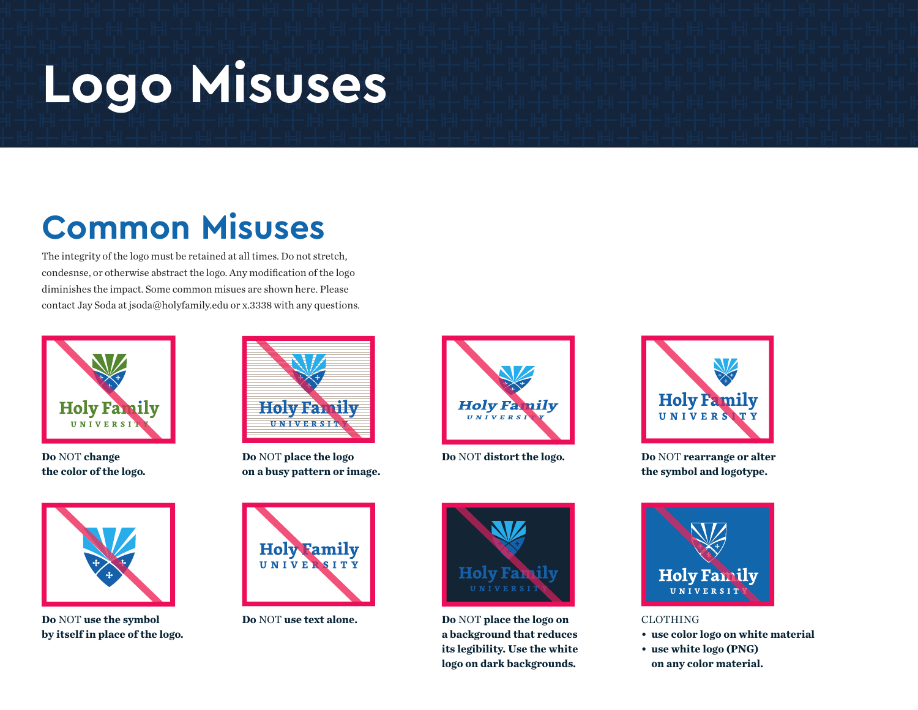# Logo Misuses

## Common Misuses

The integrity of the logo must be retained at all times. Do not stretch, condesnse, or otherwise abstract the logo. Any modification of the logo diminishes the impact. Some common misues are shown here. Please contact Jay Soda at jsoda@holyfamily.edu or x.3338 with any questions.

**Do** NOT **change the color of the logo.**

**Do** NOT **place the logo on a busy pattern or image.**

**Do** NOT **distort the logo.**

**Do** NOT **rearrange or alter the symbol and logotype.**

**Do** NOT **use the symbol by itself in place of the logo.**

**Do** NOT **use text alone.**

**Do** NOT **place the logo on a background that reduces its legibility. Use the white logo on dark backgrounds.**

CLOTHING

- **use color logo on white material**
- **use white logo (PNG) on any color material.**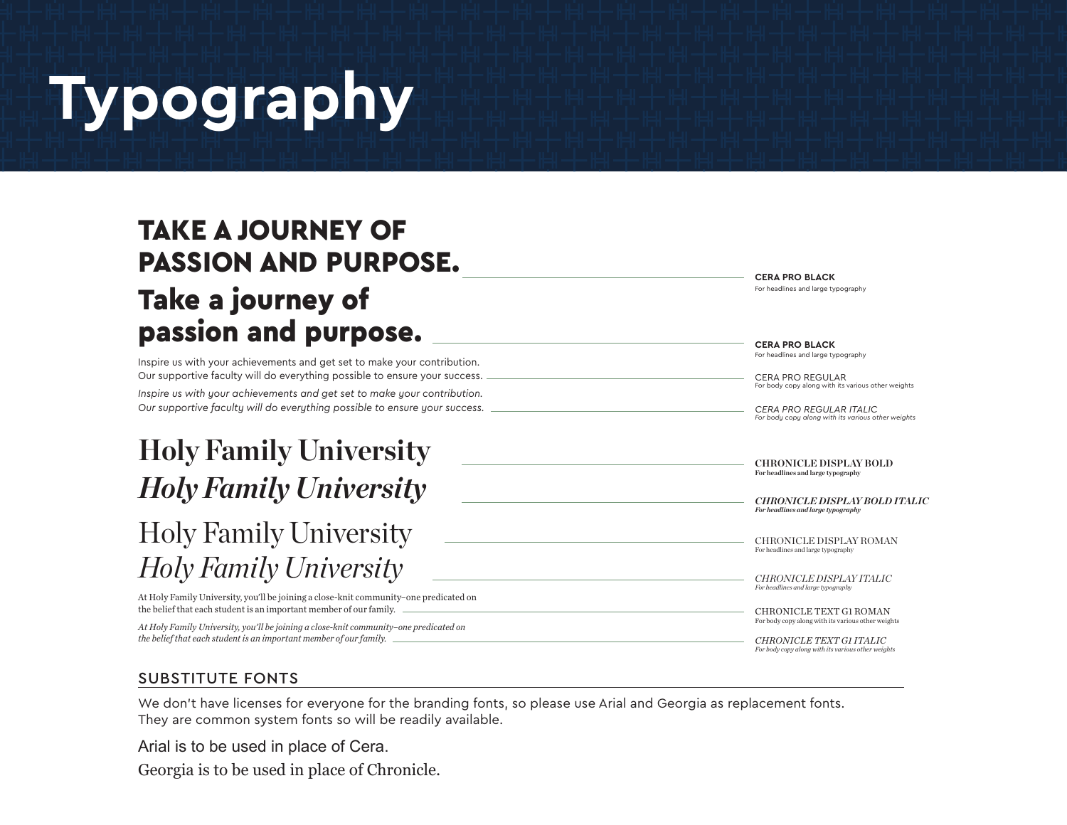# Typography

**TAKE A JOURNEY OF PASSION AND PURPOSE.**

**CERA PRO BLACK**
For headlines and large typography

**Take a journey of passion and purpose.**

**CERA PRO BLACK**
For headlines and large typography

Inspire us with your achievements and get set to make your contribution. Our supportive faculty will do everything possible to ensure your success.

CERA PRO REGULAR
For body copy along with its various other weights

*Inspire us with your achievements and get set to make your contribution. Our supportive faculty will do everything possible to ensure your success.*

*CERA PRO REGULAR ITALIC*
*For body copy along with its various other weights*

**Holy Family University**

**CHRONICLE DISPLAY BOLD**
**For headlines and large typography**

***Holy Family University***

***CHRONICLE DISPLAY BOLD ITALIC***
***For headlines and large typography***

Holy Family University

CHRONICLE DISPLAY ROMAN
For headlines and large typography

*Holy Family University*

*CHRONICLE DISPLAY ITALIC*
*For headlines and large typography*

At Holy Family University, you'll be joining a close-knit community–one predicated on the belief that each student is an important member of our family.

CHRONICLE TEXT G1 ROMAN
For body copy along with its various other weights

*At Holy Family University, you'll be joining a close-knit community–one predicated on the belief that each student is an important member of our family.*

*CHRONICLE TEXT G1 ITALIC*
*For body copy along with its various other weights*

## SUBSTITUTE FONTS

We don't have licenses for everyone for the branding fonts, so please use Arial and Georgia as replacement fonts. They are common system fonts so will be readily available.

Arial is to be used in place of Cera.

Georgia is to be used in place of Chronicle.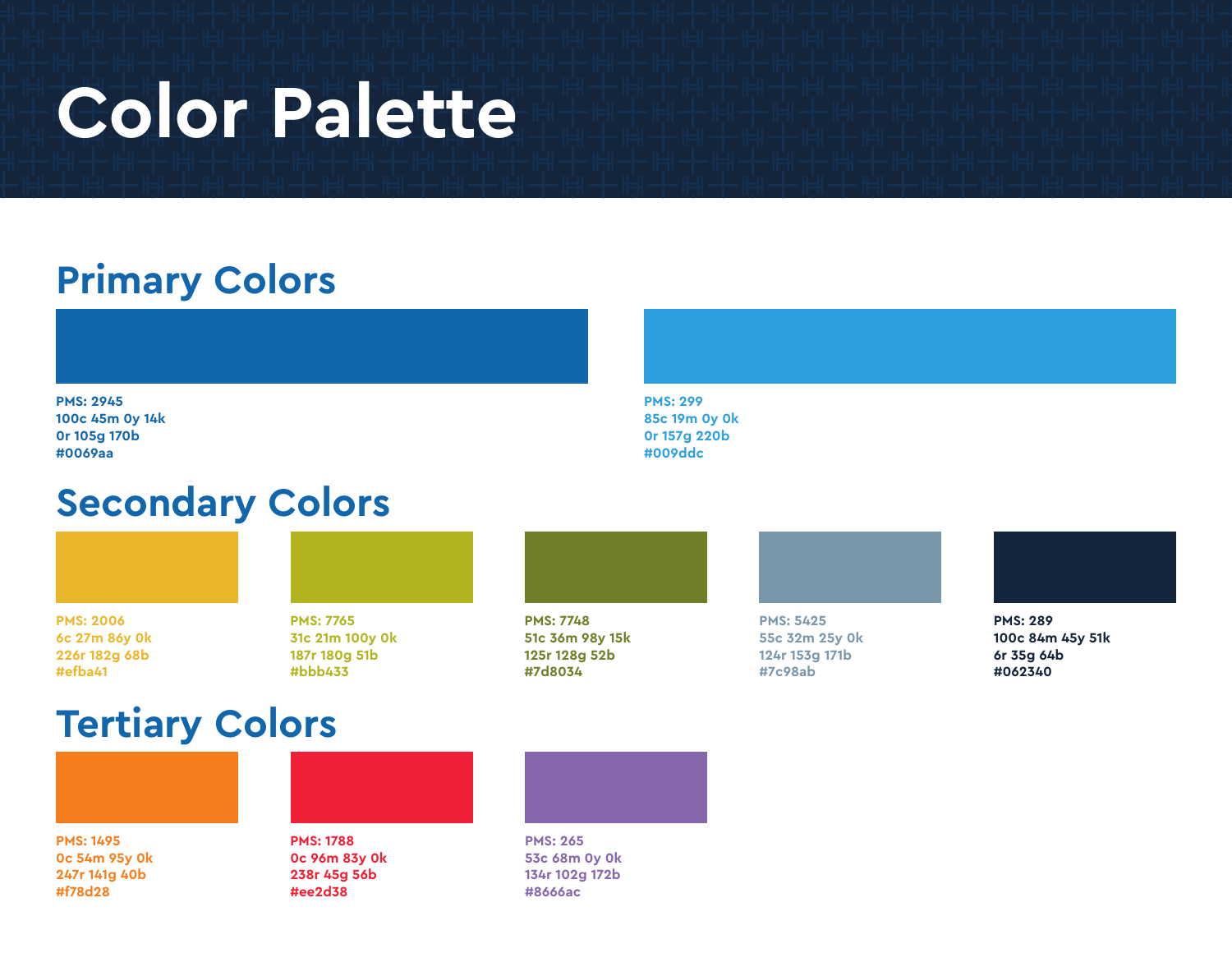# Color Palette

## Primary Colors

PMS: 2945
100c 45m 0y 14k
0r 105g 170b
#0069aa

PMS: 299
85c 19m 0y 0k
0r 157g 220b
#009ddc

## Secondary Colors

PMS: 2006
6c 27m 86y 0k
226r 182g 68b
#efba41

PMS: 7765
31c 21m 100y 0k
187r 180g 51b
#bbb433

PMS: 7748
51c 36m 98y 15k
125r 128g 52b
#7d8034

PMS: 5425
55c 32m 25y 0k
124r 153g 171b
#7c98ab

PMS: 289
100c 84m 45y 51k
6r 35g 64b
#062340

## Tertiary Colors

PMS: 1495
0c 54m 95y 0k
247r 141g 40b
#f78d28

PMS: 1788
0c 96m 83y 0k
238r 45g 56b
#ee2d38

PMS: 265
53c 68m 0y 0k
134r 102g 172b
#8666ac